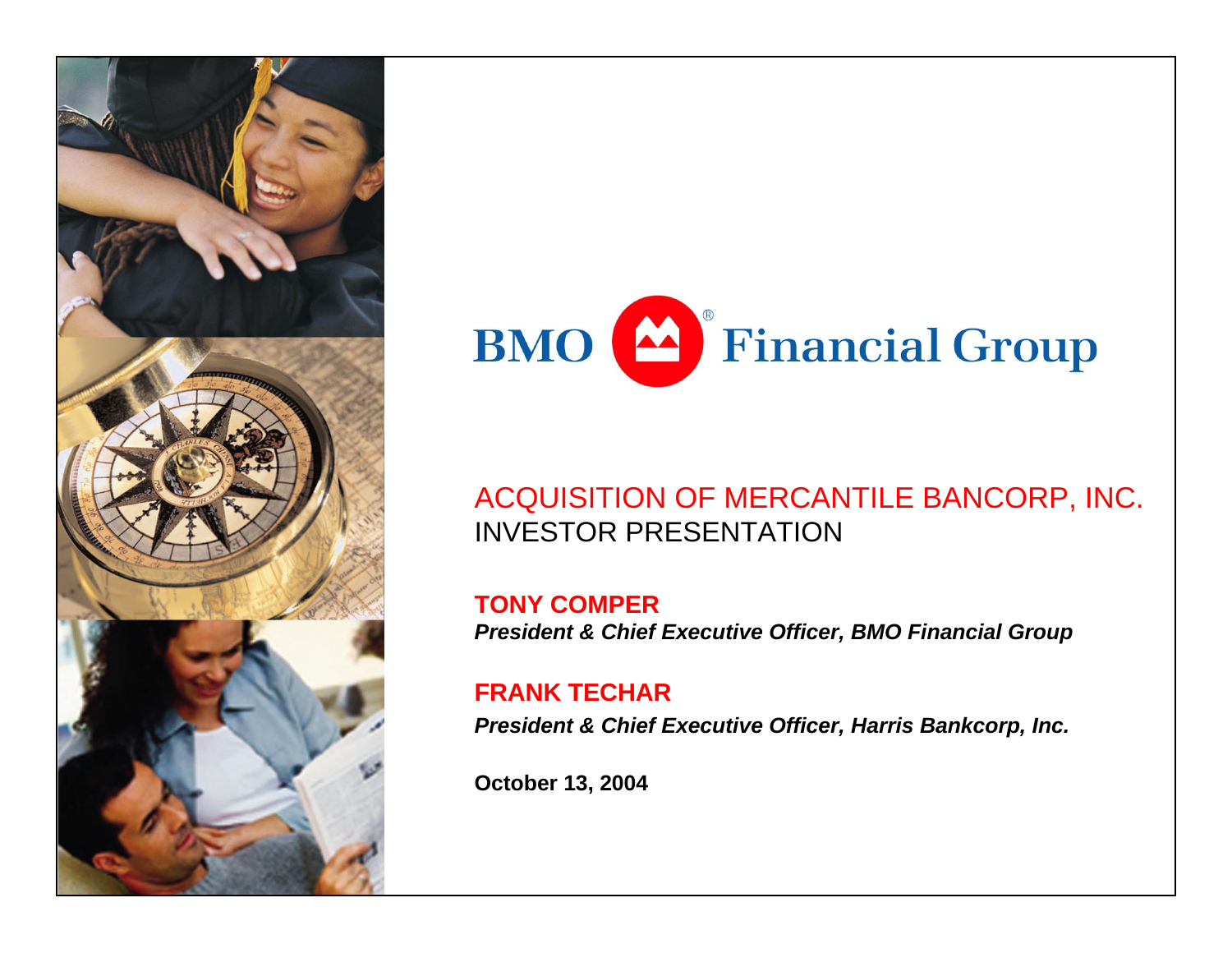# BMO Financial Group

## ACQUISITION OF MERCANTILE BANCORP, INC.
## INVESTOR PRESENTATION

**TONY COMPER**
***President & Chief Executive Officer, BMO Financial Group***

**FRANK TECHAR**
***President & Chief Executive Officer, Harris Bankcorp, Inc.***

**October 13, 2004**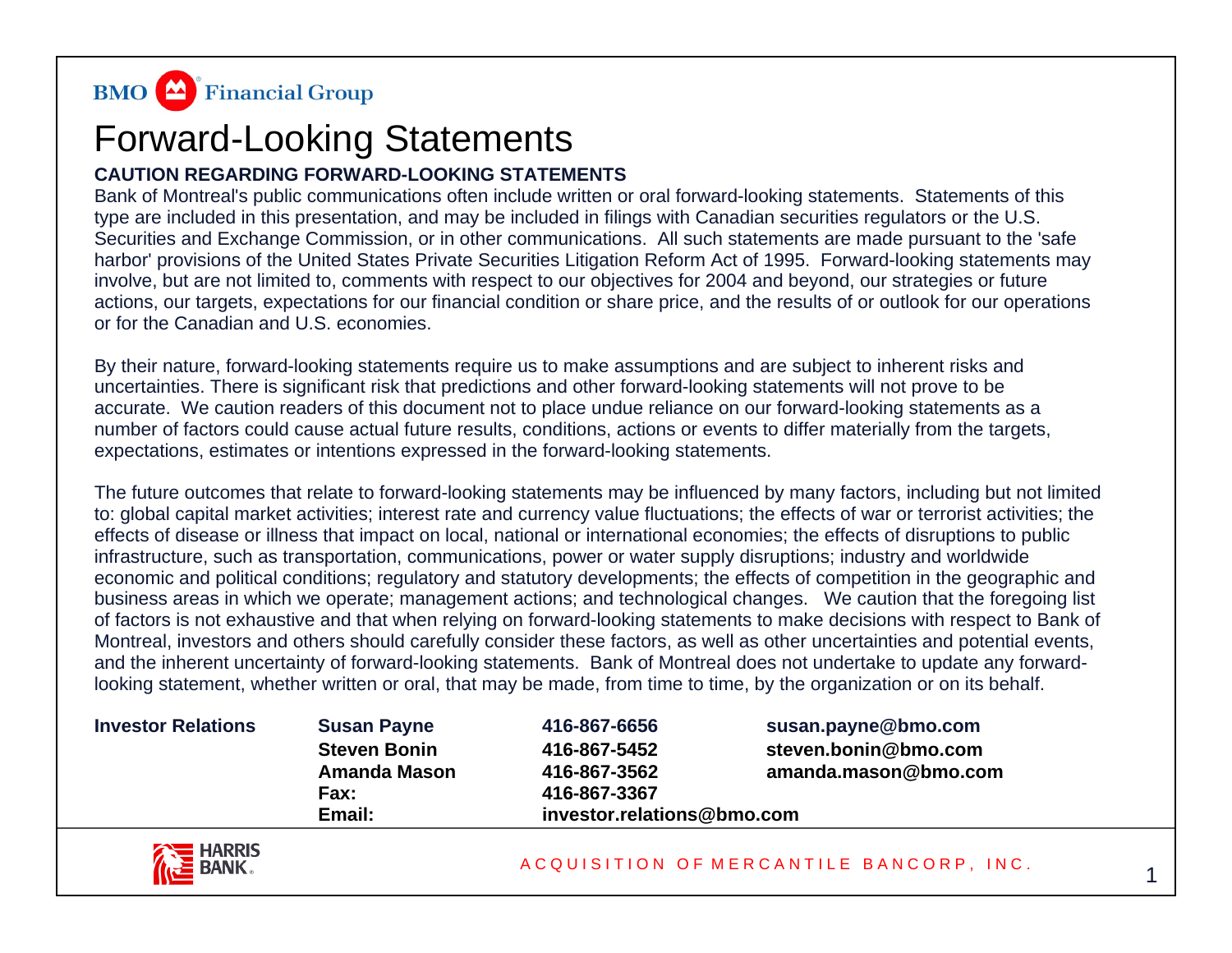# Forward-Looking Statements

**CAUTION REGARDING FORWARD-LOOKING STATEMENTS**

Bank of Montreal's public communications often include written or oral forward-looking statements. Statements of this type are included in this presentation, and may be included in filings with Canadian securities regulators or the U.S. Securities and Exchange Commission, or in other communications. All such statements are made pursuant to the 'safe harbor' provisions of the United States Private Securities Litigation Reform Act of 1995. Forward-looking statements may involve, but are not limited to, comments with respect to our objectives for 2004 and beyond, our strategies or future actions, our targets, expectations for our financial condition or share price, and the results of or outlook for our operations or for the Canadian and U.S. economies.

By their nature, forward-looking statements require us to make assumptions and are subject to inherent risks and uncertainties. There is significant risk that predictions and other forward-looking statements will not prove to be accurate. We caution readers of this document not to place undue reliance on our forward-looking statements as a number of factors could cause actual future results, conditions, actions or events to differ materially from the targets, expectations, estimates or intentions expressed in the forward-looking statements.

The future outcomes that relate to forward-looking statements may be influenced by many factors, including but not limited to: global capital market activities; interest rate and currency value fluctuations; the effects of war or terrorist activities; the effects of disease or illness that impact on local, national or international economies; the effects of disruptions to public infrastructure, such as transportation, communications, power or water supply disruptions; industry and worldwide economic and political conditions; regulatory and statutory developments; the effects of competition in the geographic and business areas in which we operate; management actions; and technological changes. We caution that the foregoing list of factors is not exhaustive and that when relying on forward-looking statements to make decisions with respect to Bank of Montreal, investors and others should carefully consider these factors, as well as other uncertainties and potential events, and the inherent uncertainty of forward-looking statements. Bank of Montreal does not undertake to update any forward-looking statement, whether written or oral, that may be made, from time to time, by the organization or on its behalf.

| **Investor Relations** | **Susan Payne** | **416-867-6656** | **susan.payne@bmo.com** |
|---|---|---|---|
| | **Steven Bonin** | **416-867-5452** | **steven.bonin@bmo.com** |
| | **Amanda Mason** | **416-867-3562** | **amanda.mason@bmo.com** |
| | **Fax:** | **416-867-3367** | |
| | **Email:** | **investor.relations@bmo.com** | |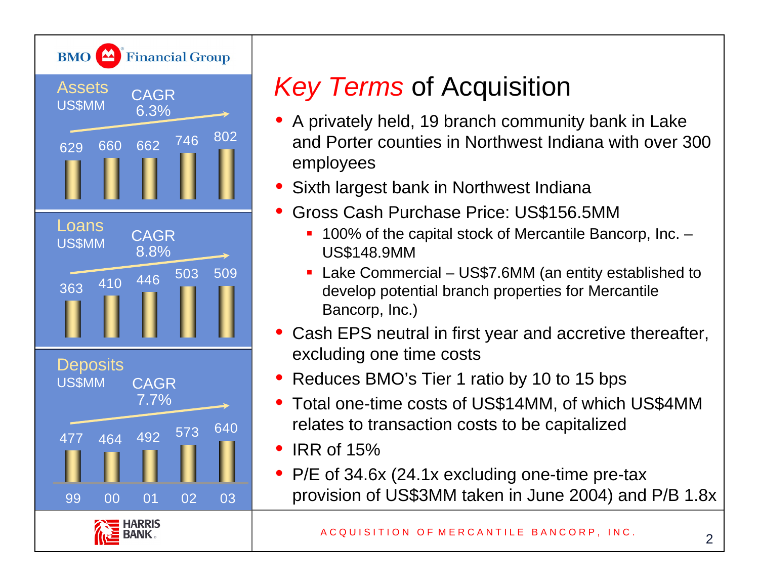BMO Financial Group

**Assets** US$MM — CAGR 6.3%

| 99 | 00 | 01 | 02 | 03 |
|---|---|---|---|---|
| 629 | 660 | 662 | 746 | 802 |

**Loans** US$MM — CAGR 8.8%

| 99 | 00 | 01 | 02 | 03 |
|---|---|---|---|---|
| 363 | 410 | 446 | 503 | 509 |

**Deposits** US$MM — CAGR 7.7%

| 99 | 00 | 01 | 02 | 03 |
|---|---|---|---|---|
| 477 | 464 | 492 | 573 | 640 |

# *Key Terms* of Acquisition

- A privately held, 19 branch community bank in Lake and Porter counties in Northwest Indiana with over 300 employees
- Sixth largest bank in Northwest Indiana
- Gross Cash Purchase Price: US$156.5MM
  - 100% of the capital stock of Mercantile Bancorp, Inc. – US$148.9MM
  - Lake Commercial – US$7.6MM (an entity established to develop potential branch properties for Mercantile Bancorp, Inc.)
- Cash EPS neutral in first year and accretive thereafter, excluding one time costs
- Reduces BMO's Tier 1 ratio by 10 to 15 bps
- Total one-time costs of US$14MM, of which US$4MM relates to transaction costs to be capitalized
- IRR of 15%
- P/E of 34.6x (24.1x excluding one-time pre-tax provision of US$3MM taken in June 2004) and P/B 1.8x

HARRIS BANK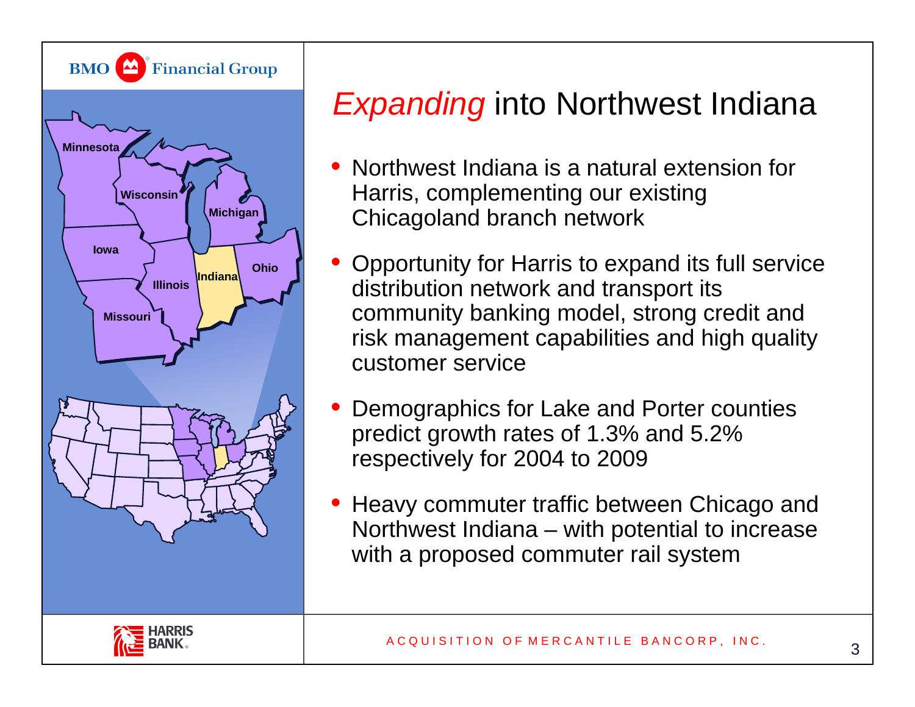# *Expanding* into Northwest Indiana

- Northwest Indiana is a natural extension for Harris, complementing our existing Chicagoland branch network
- Opportunity for Harris to expand its full service distribution network and transport its community banking model, strong credit and risk management capabilities and high quality customer service
- Demographics for Lake and Porter counties predict growth rates of 1.3% and 5.2% respectively for 2004 to 2009
- Heavy commuter traffic between Chicago and Northwest Indiana – with potential to increase with a proposed commuter rail system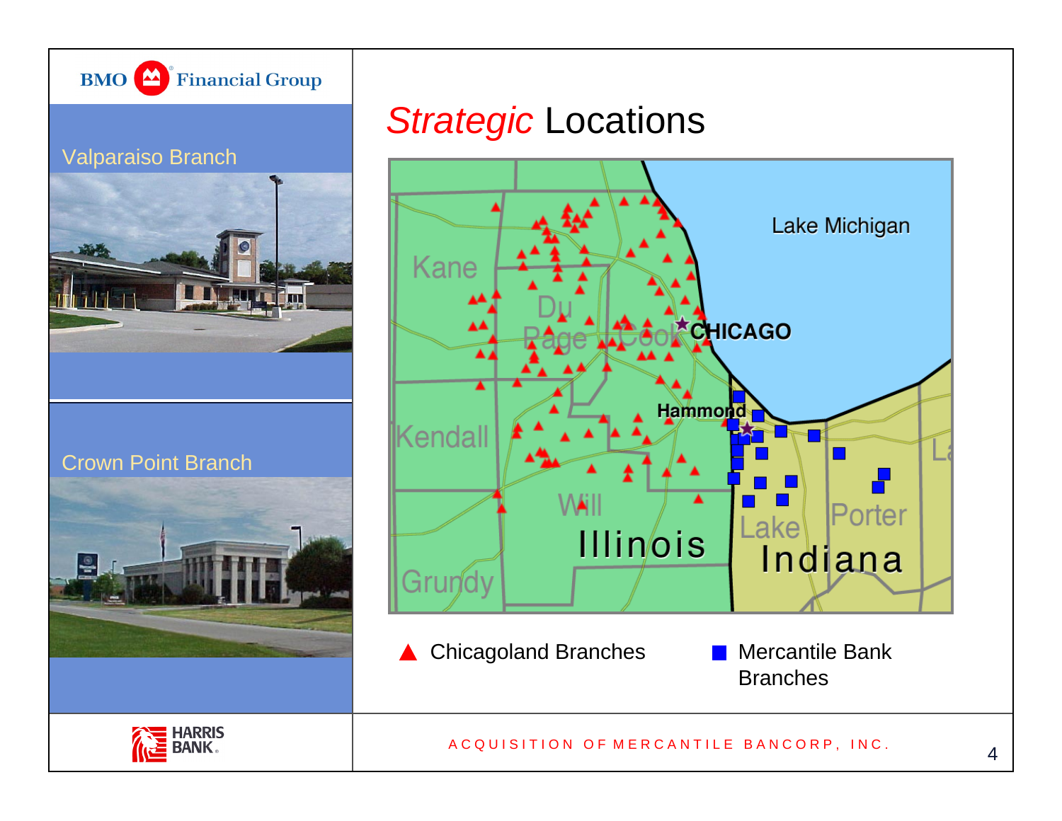BMO Financial Group

Valparaiso Branch

Crown Point Branch

# *Strategic* Locations

Lake Michigan

Kane

Du Page

Cook

CHICAGO

Hammond

Kendall

Will

Illinois

Grundy

Lake

Porter

Indiana

▲ Chicagoland Branches

■ Mercantile Bank Branches

HARRIS BANK

ACQUISITION OF MERCANTILE BANCORP, INC.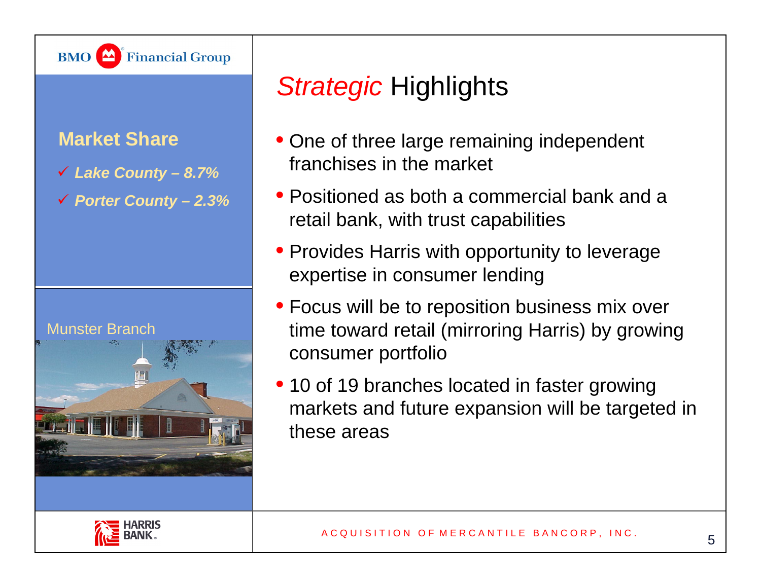# *Strategic* Highlights

## Market Share

- ✓ ***Lake County – 8.7%***
- ✓ ***Porter County – 2.3%***

Munster Branch

- One of three large remaining independent franchises in the market
- Positioned as both a commercial bank and a retail bank, with trust capabilities
- Provides Harris with opportunity to leverage expertise in consumer lending
- Focus will be to reposition business mix over time toward retail (mirroring Harris) by growing consumer portfolio
- 10 of 19 branches located in faster growing markets and future expansion will be targeted in these areas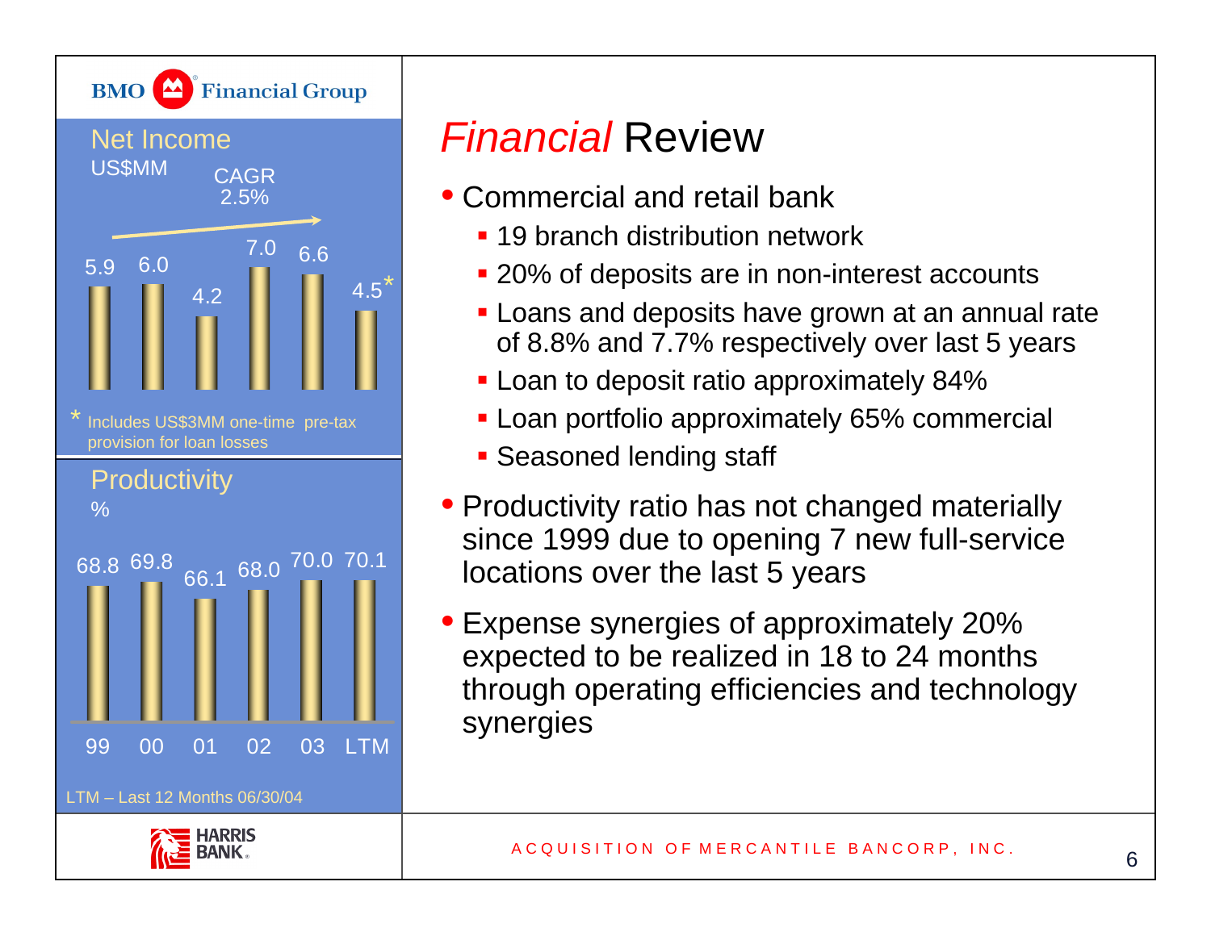BMO Financial Group

## Net Income

US$MM

CAGR 2.5%

| 99 | 00 | 01 | 02 | 03 | LTM |
|---|---|---|---|---|---|
| 5.9 | 6.0 | 4.2 | 7.0 | 6.6 | 4.5* |

\* Includes US$3MM one-time pre-tax provision for loan losses

## Productivity

%

| 99 | 00 | 01 | 02 | 03 | LTM |
|---|---|---|---|---|---|
| 68.8 | 69.8 | 66.1 | 68.0 | 70.0 | 70.1 |

LTM – Last 12 Months 06/30/04

HARRIS BANK

# *Financial* Review

- Commercial and retail bank
  - 19 branch distribution network
  - 20% of deposits are in non-interest accounts
  - Loans and deposits have grown at an annual rate of 8.8% and 7.7% respectively over last 5 years
  - Loan to deposit ratio approximately 84%
  - Loan portfolio approximately 65% commercial
  - Seasoned lending staff
- Productivity ratio has not changed materially since 1999 due to opening 7 new full-service locations over the last 5 years
- Expense synergies of approximately 20% expected to be realized in 18 to 24 months through operating efficiencies and technology synergies

ACQUISITION OF MERCANTILE BANCORP, INC.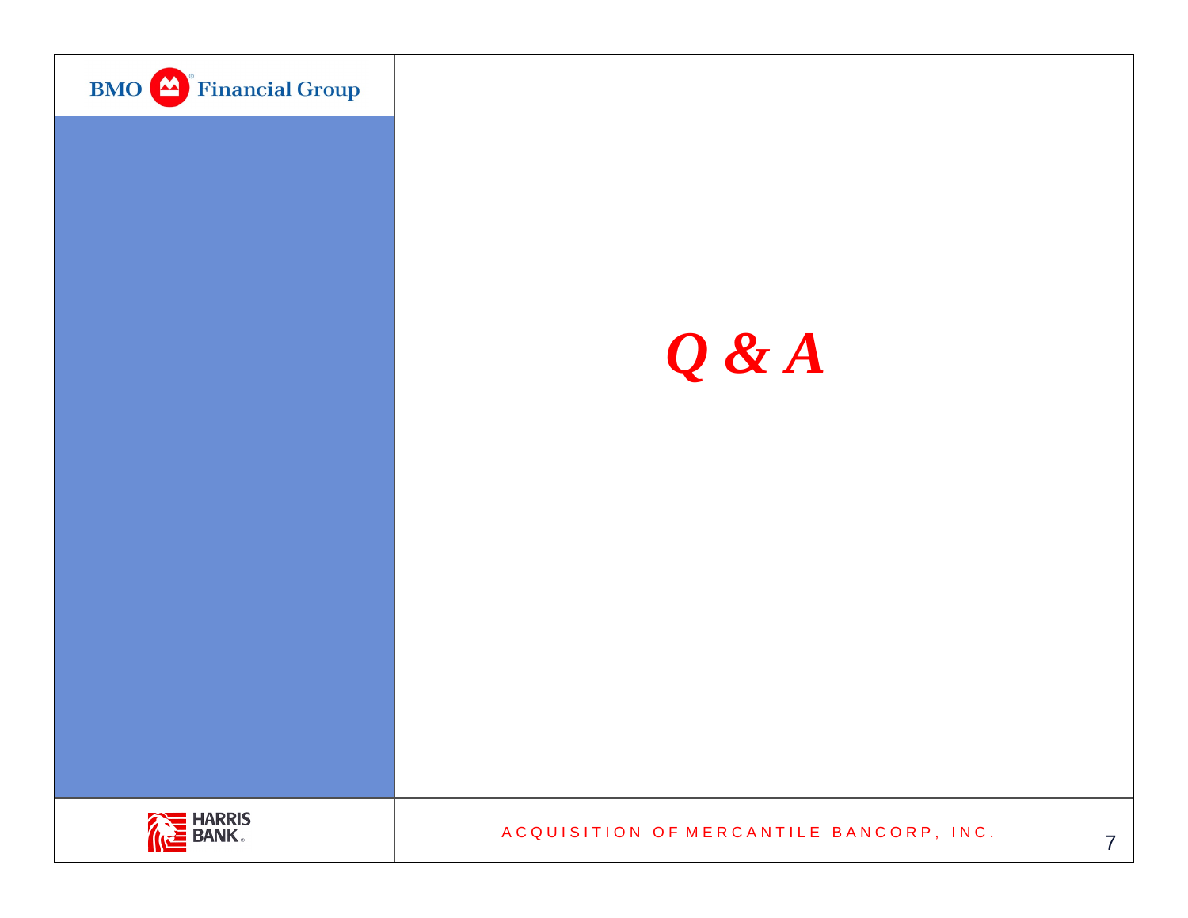# *Q & A*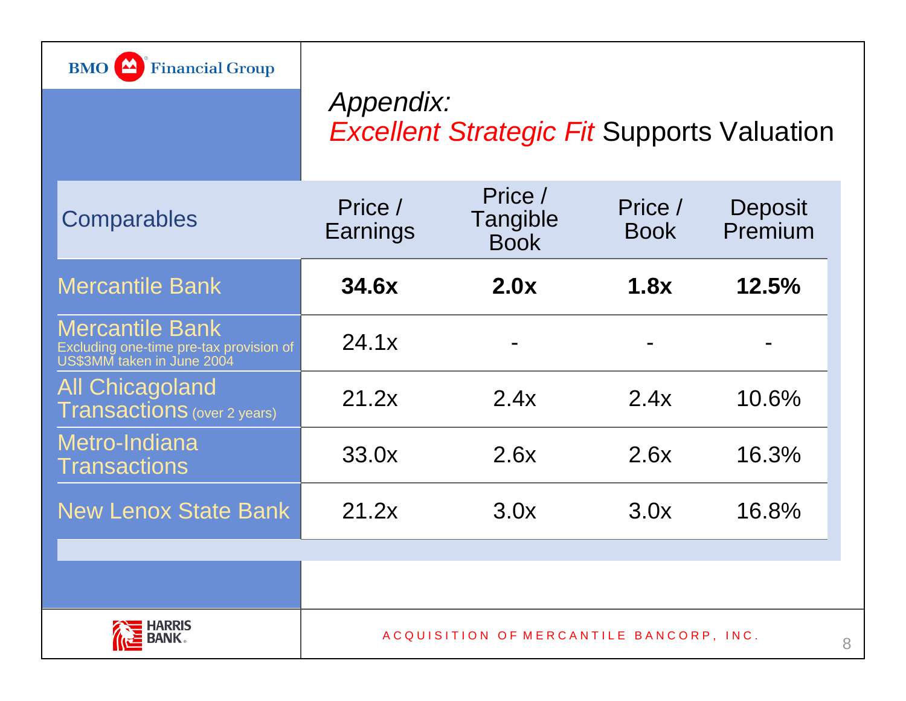# *Appendix:* *Excellent Strategic Fit* Supports Valuation

| Comparables | Price / Earnings | Price / Tangible Book | Price / Book | Deposit Premium |
|---|---|---|---|---|
| Mercantile Bank | **34.6x** | **2.0x** | **1.8x** | **12.5%** |
| Mercantile Bank Excluding one-time pre-tax provision of US$3MM taken in June 2004 | 24.1x | - | - | - |
| All Chicagoland Transactions (over 2 years) | 21.2x | 2.4x | 2.4x | 10.6% |
| Metro-Indiana Transactions | 33.0x | 2.6x | 2.6x | 16.3% |
| New Lenox State Bank | 21.2x | 3.0x | 3.0x | 16.8% |